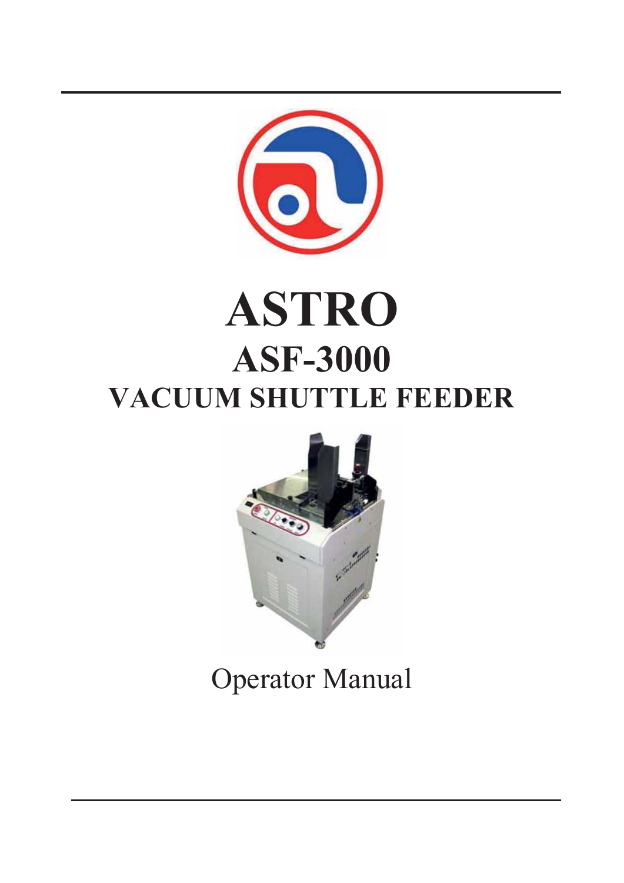# ASTRO

## ASF-3000

## VACUUM SHUTTLE FEEDER

Operator Manual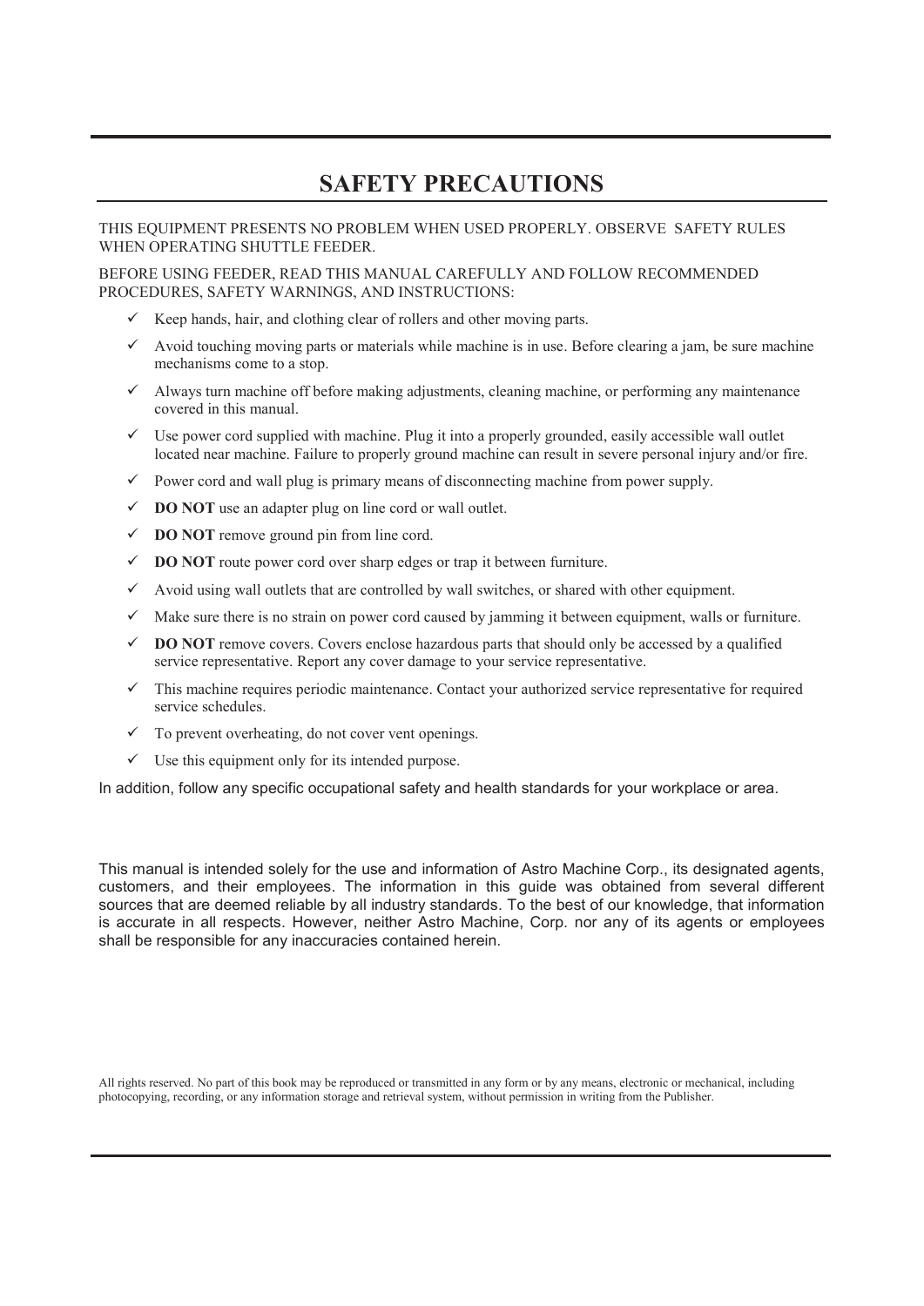# SAFETY PRECAUTIONS

THIS EQUIPMENT PRESENTS NO PROBLEM WHEN USED PROPERLY. OBSERVE SAFETY RULES WHEN OPERATING SHUTTLE FEEDER.

BEFORE USING FEEDER, READ THIS MANUAL CAREFULLY AND FOLLOW RECOMMENDED PROCEDURES, SAFETY WARNINGS, AND INSTRUCTIONS:

- ✓ Keep hands, hair, and clothing clear of rollers and other moving parts.
- ✓ Avoid touching moving parts or materials while machine is in use. Before clearing a jam, be sure machine mechanisms come to a stop.
- ✓ Always turn machine off before making adjustments, cleaning machine, or performing any maintenance covered in this manual.
- ✓ Use power cord supplied with machine. Plug it into a properly grounded, easily accessible wall outlet located near machine. Failure to properly ground machine can result in severe personal injury and/or fire.
- ✓ Power cord and wall plug is primary means of disconnecting machine from power supply.
- ✓ **DO NOT** use an adapter plug on line cord or wall outlet.
- ✓ **DO NOT** remove ground pin from line cord.
- ✓ **DO NOT** route power cord over sharp edges or trap it between furniture.
- ✓ Avoid using wall outlets that are controlled by wall switches, or shared with other equipment.
- ✓ Make sure there is no strain on power cord caused by jamming it between equipment, walls or furniture.
- ✓ **DO NOT** remove covers. Covers enclose hazardous parts that should only be accessed by a qualified service representative. Report any cover damage to your service representative.
- ✓ This machine requires periodic maintenance. Contact your authorized service representative for required service schedules.
- ✓ To prevent overheating, do not cover vent openings.
- ✓ Use this equipment only for its intended purpose.

In addition, follow any specific occupational safety and health standards for your workplace or area.

This manual is intended solely for the use and information of Astro Machine Corp., its designated agents, customers, and their employees. The information in this guide was obtained from several different sources that are deemed reliable by all industry standards. To the best of our knowledge, that information is accurate in all respects. However, neither Astro Machine, Corp. nor any of its agents or employees shall be responsible for any inaccuracies contained herein.

All rights reserved. No part of this book may be reproduced or transmitted in any form or by any means, electronic or mechanical, including photocopying, recording, or any information storage and retrieval system, without permission in writing from the Publisher.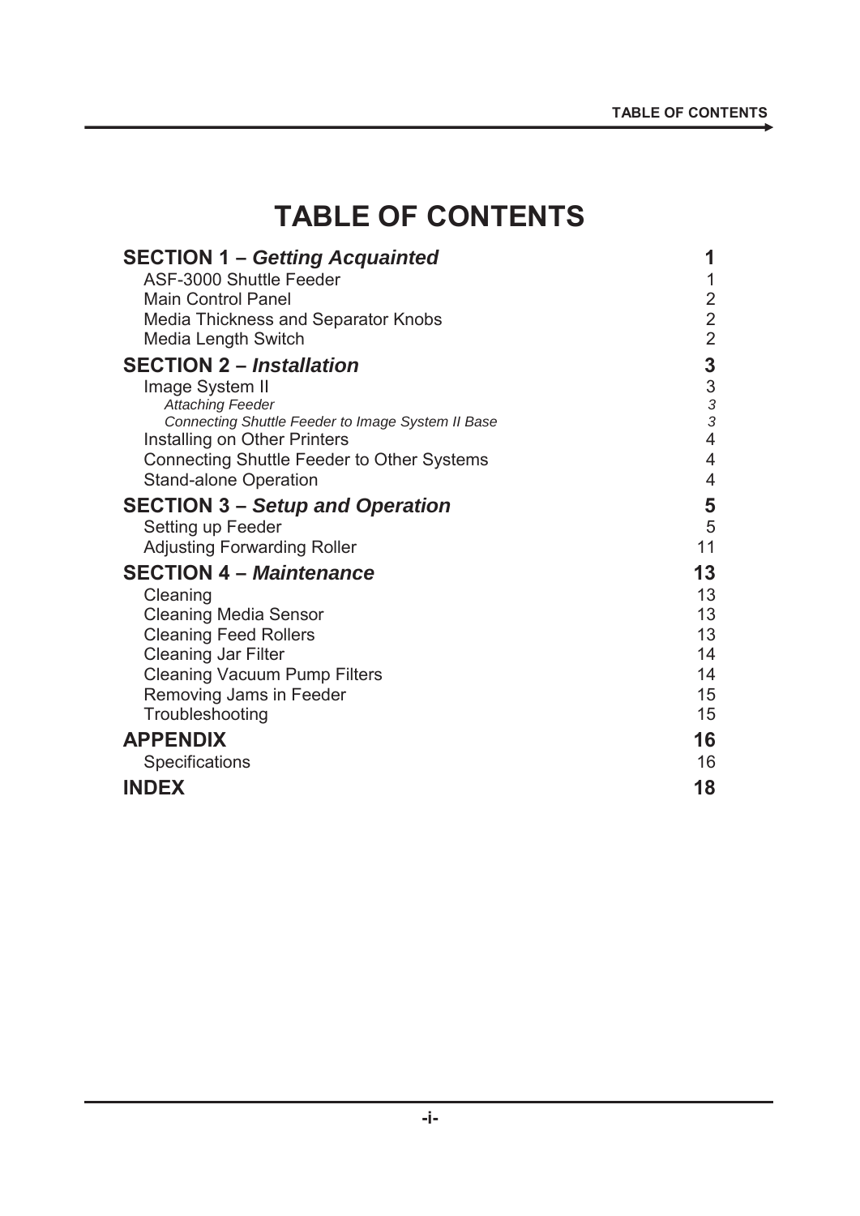# TABLE OF CONTENTS

| | |
|---|---|
| **SECTION 1 – *Getting Acquainted*** | **1** |
| ASF-3000 Shuttle Feeder | 1 |
| Main Control Panel | 2 |
| Media Thickness and Separator Knobs | 2 |
| Media Length Switch | 2 |
| **SECTION 2 – *Installation*** | **3** |
| Image System II | 3 |
| *Attaching Feeder* | *3* |
| *Connecting Shuttle Feeder to Image System II Base* | *3* |
| Installing on Other Printers | 4 |
| Connecting Shuttle Feeder to Other Systems | 4 |
| Stand-alone Operation | 4 |
| **SECTION 3 – *Setup and Operation*** | **5** |
| Setting up Feeder | 5 |
| Adjusting Forwarding Roller | 11 |
| **SECTION 4 – *Maintenance*** | **13** |
| Cleaning | 13 |
| Cleaning Media Sensor | 13 |
| Cleaning Feed Rollers | 13 |
| Cleaning Jar Filter | 14 |
| Cleaning Vacuum Pump Filters | 14 |
| Removing Jams in Feeder | 15 |
| Troubleshooting | 15 |
| **APPENDIX** | **16** |
| Specifications | 16 |
| **INDEX** | **18** |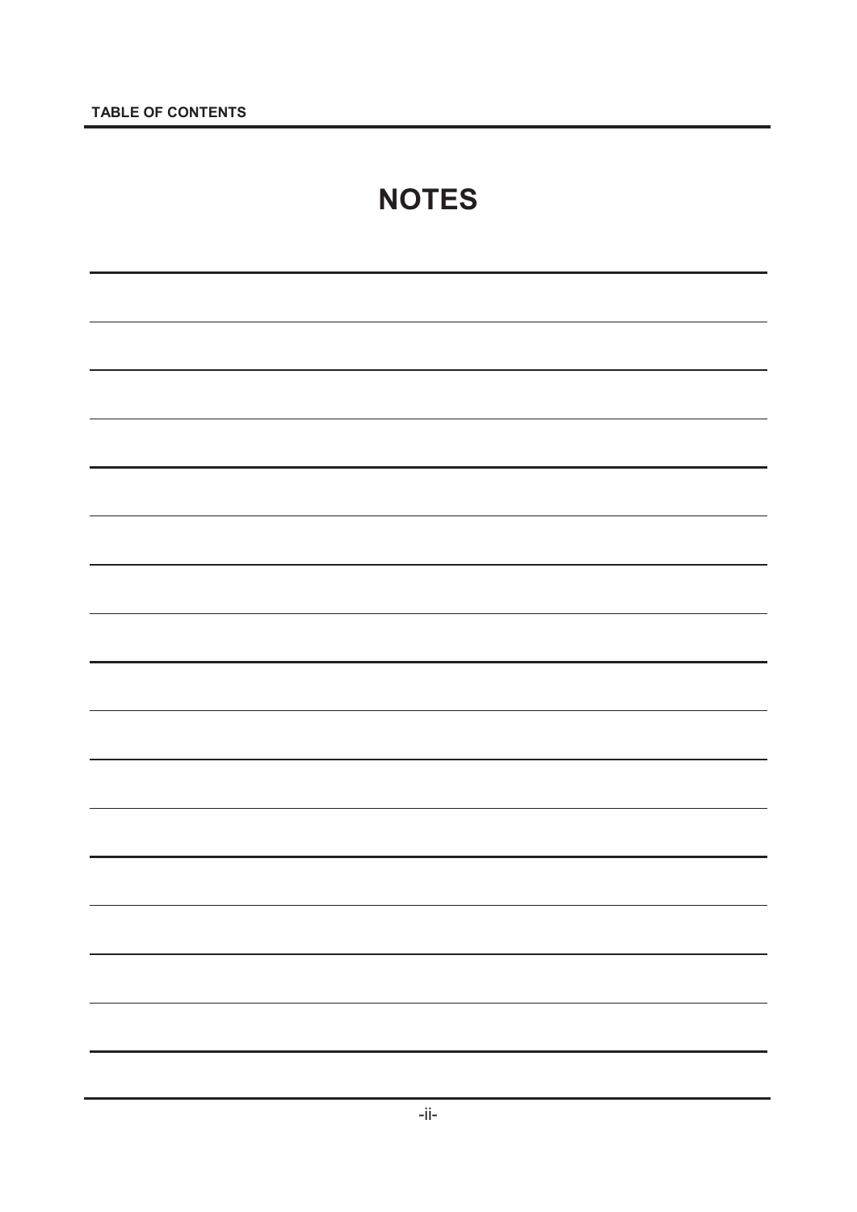# NOTES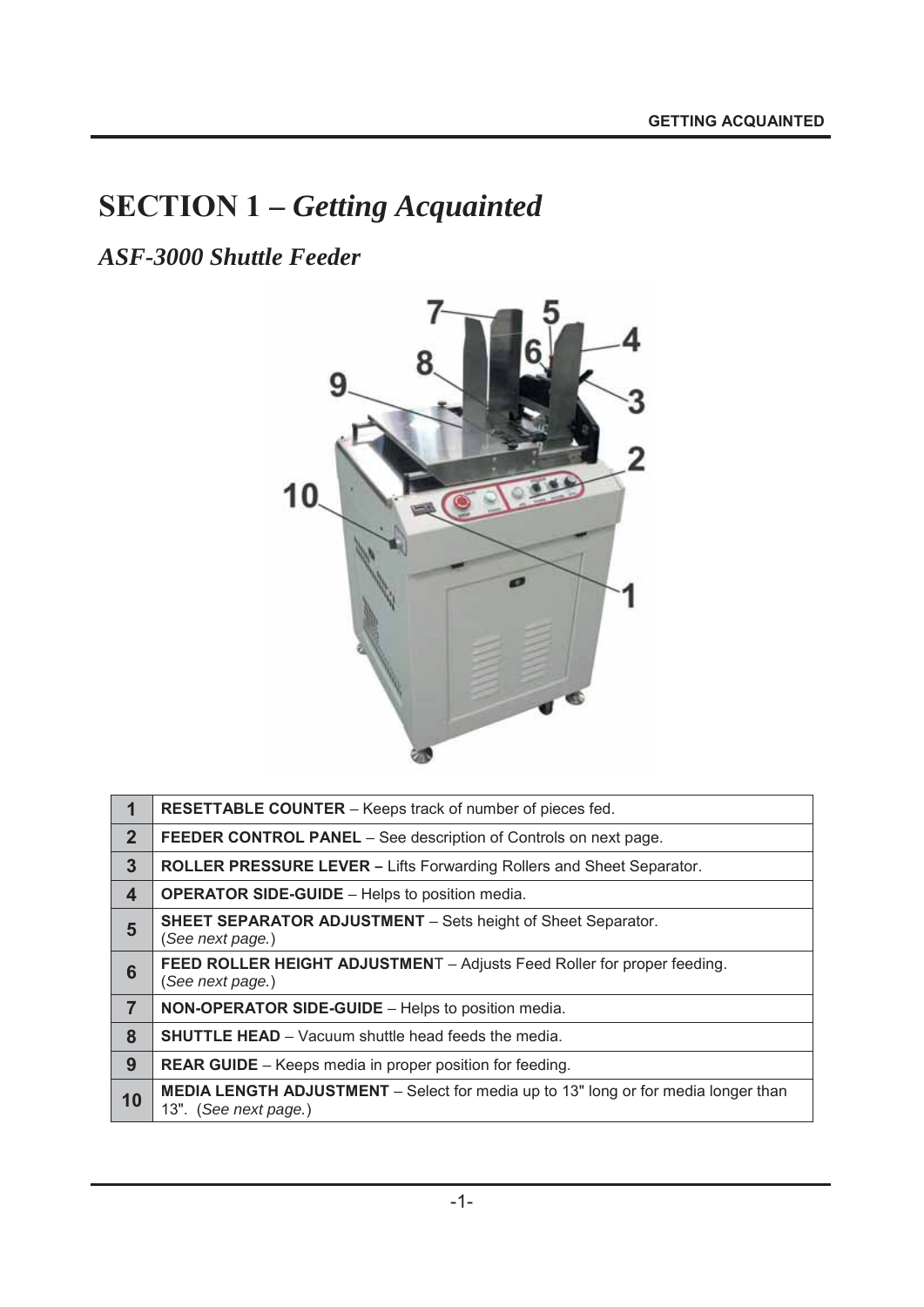# SECTION 1 – *Getting Acquainted*

## *ASF-3000 Shuttle Feeder*

| | |
|---|---|
| **1** | **RESETTABLE COUNTER** – Keeps track of number of pieces fed. |
| **2** | **FEEDER CONTROL PANEL** – See description of Controls on next page. |
| **3** | **ROLLER PRESSURE LEVER –** Lifts Forwarding Rollers and Sheet Separator. |
| **4** | **OPERATOR SIDE-GUIDE** – Helps to position media. |
| **5** | **SHEET SEPARATOR ADJUSTMENT** – Sets height of Sheet Separator. (*See next page.*) |
| **6** | **FEED ROLLER HEIGHT ADJUSTMEN**T – Adjusts Feed Roller for proper feeding. (*See next page.*) |
| **7** | **NON-OPERATOR SIDE-GUIDE** – Helps to position media. |
| **8** | **SHUTTLE HEAD** – Vacuum shuttle head feeds the media. |
| **9** | **REAR GUIDE** – Keeps media in proper position for feeding. |
| **10** | **MEDIA LENGTH ADJUSTMENT** – Select for media up to 13" long or for media longer than 13". (*See next page.*) |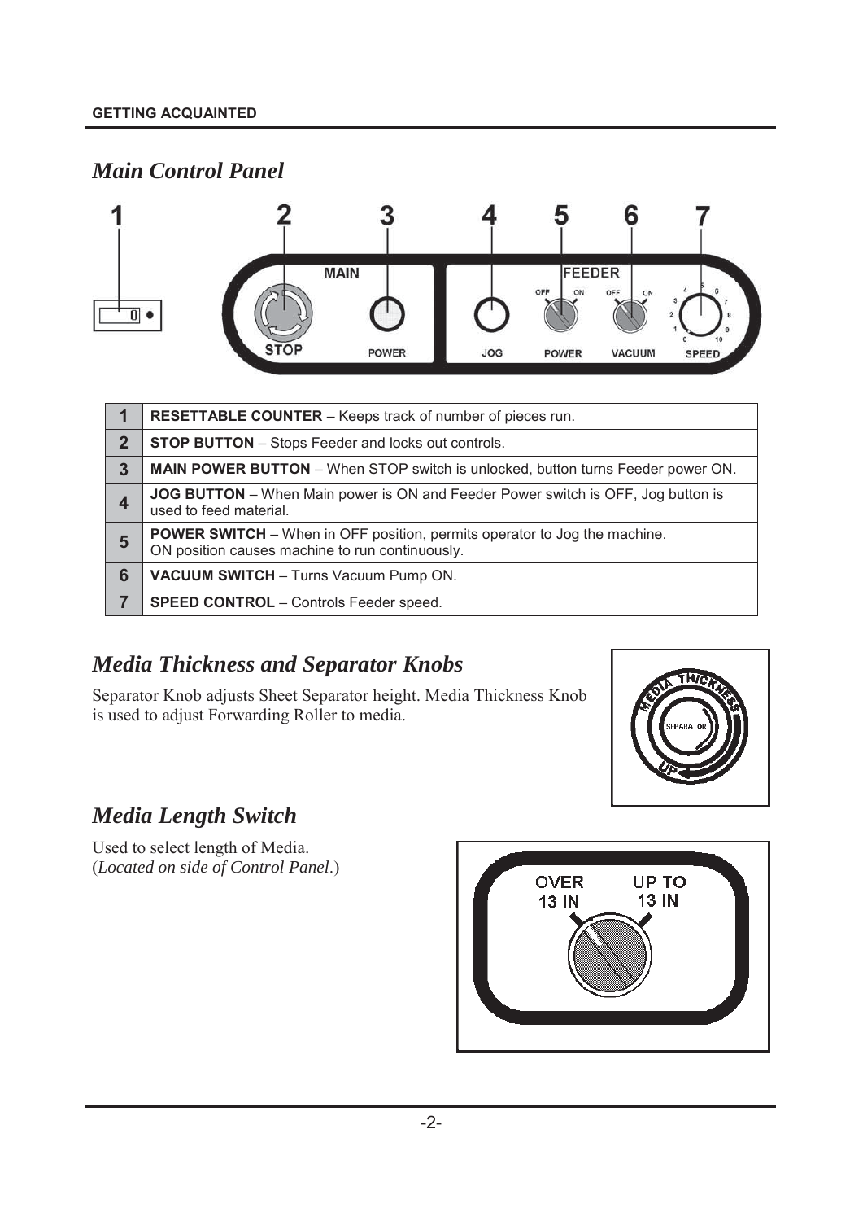## Main Control Panel

| | |
|---|---|
| **1** | **RESETTABLE COUNTER** – Keeps track of number of pieces run. |
| **2** | **STOP BUTTON** – Stops Feeder and locks out controls. |
| **3** | **MAIN POWER BUTTON** – When STOP switch is unlocked, button turns Feeder power ON. |
| **4** | **JOG BUTTON** – When Main power is ON and Feeder Power switch is OFF, Jog button is used to feed material. |
| **5** | **POWER SWITCH** – When in OFF position, permits operator to Jog the machine. ON position causes machine to run continuously. |
| **6** | **VACUUM SWITCH** – Turns Vacuum Pump ON. |
| **7** | **SPEED CONTROL** – Controls Feeder speed. |

## Media Thickness and Separator Knobs

Separator Knob adjusts Sheet Separator height. Media Thickness Knob is used to adjust Forwarding Roller to media.

## Media Length Switch

Used to select length of Media.
(*Located on side of Control Panel*.)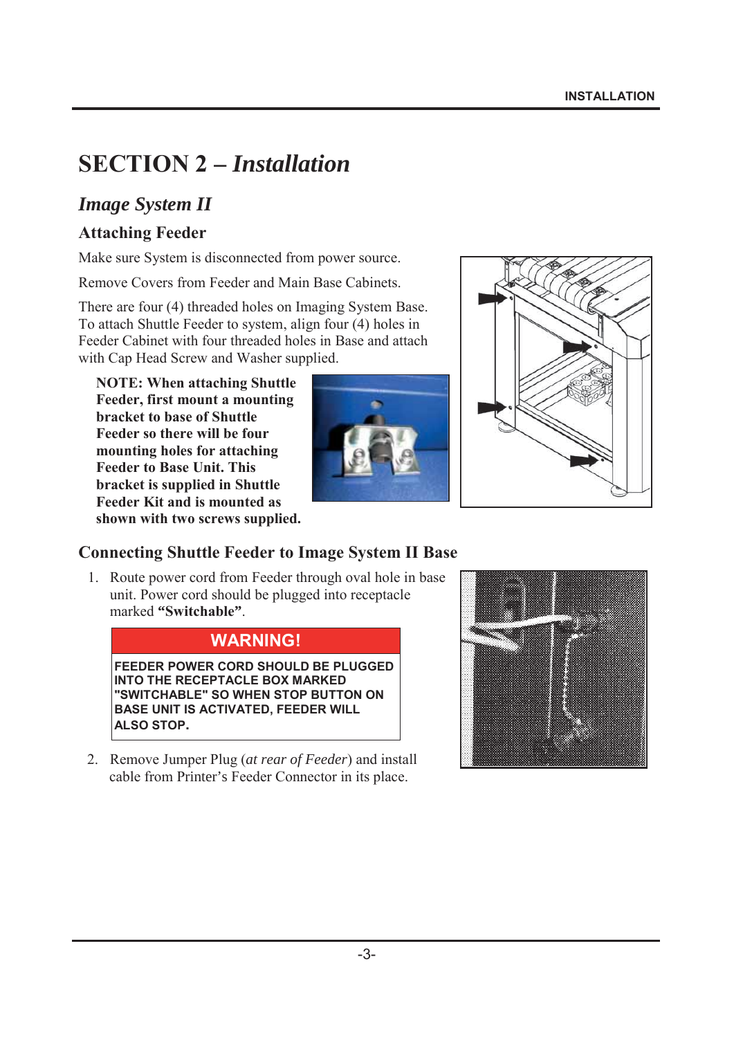# SECTION 2 – *Installation*

## *Image System II*

### Attaching Feeder

Make sure System is disconnected from power source.

Remove Covers from Feeder and Main Base Cabinets.

There are four (4) threaded holes on Imaging System Base. To attach Shuttle Feeder to system, align four (4) holes in Feeder Cabinet with four threaded holes in Base and attach with Cap Head Screw and Washer supplied.

**NOTE: When attaching Shuttle Feeder, first mount a mounting bracket to base of Shuttle Feeder so there will be four mounting holes for attaching Feeder to Base Unit. This bracket is supplied in Shuttle Feeder Kit and is mounted as shown with two screws supplied.**

### Connecting Shuttle Feeder to Image System II Base

1. Route power cord from Feeder through oval hole in base unit. Power cord should be plugged into receptacle marked **"Switchable"**.

| **WARNING!** |
| --- |
| **FEEDER POWER CORD SHOULD BE PLUGGED INTO THE RECEPTACLE BOX MARKED "SWITCHABLE" SO WHEN STOP BUTTON ON BASE UNIT IS ACTIVATED, FEEDER WILL ALSO STOP.** |

2. Remove Jumper Plug (*at rear of Feeder*) and install cable from Printer's Feeder Connector in its place.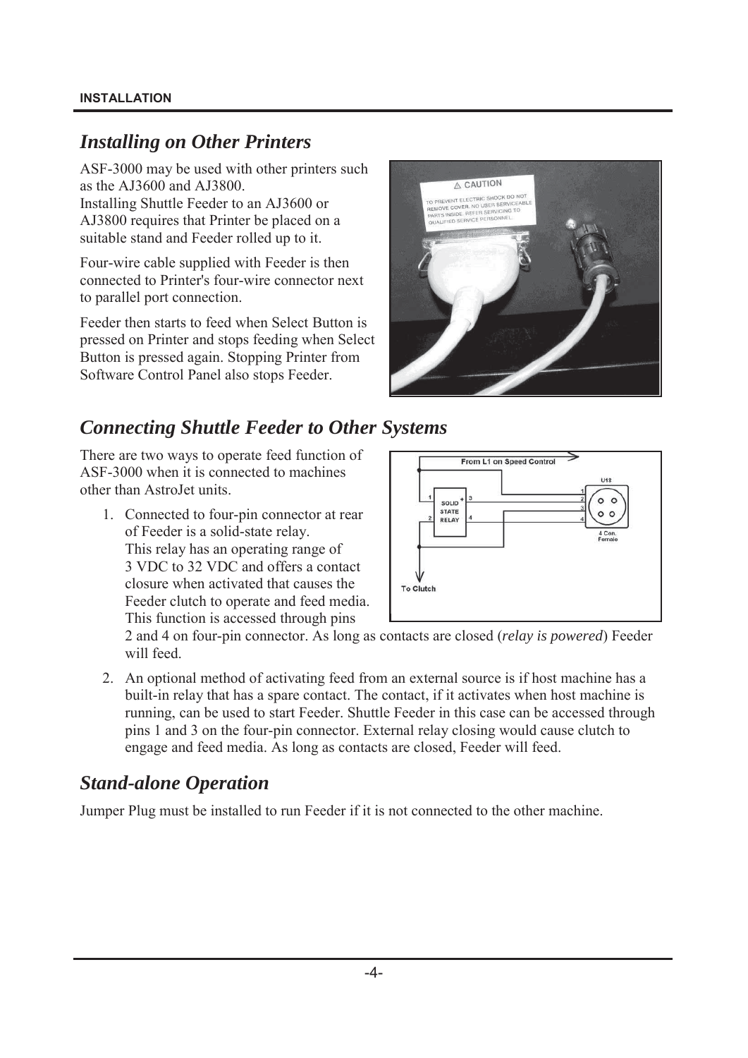## Installing on Other Printers

ASF-3000 may be used with other printers such as the AJ3600 and AJ3800.
Installing Shuttle Feeder to an AJ3600 or AJ3800 requires that Printer be placed on a suitable stand and Feeder rolled up to it.

Four-wire cable supplied with Feeder is then connected to Printer's four-wire connector next to parallel port connection.

Feeder then starts to feed when Select Button is pressed on Printer and stops feeding when Select Button is pressed again. Stopping Printer from Software Control Panel also stops Feeder.

## Connecting Shuttle Feeder to Other Systems

There are two ways to operate feed function of ASF-3000 when it is connected to machines other than AstroJet units.

1. Connected to four-pin connector at rear of Feeder is a solid-state relay.
   This relay has an operating range of 3 VDC to 32 VDC and offers a contact closure when activated that causes the Feeder clutch to operate and feed media. This function is accessed through pins 2 and 4 on four-pin connector. As long as contacts are closed (*relay is powered*) Feeder will feed.

2. An optional method of activating feed from an external source is if host machine has a built-in relay that has a spare contact. The contact, if it activates when host machine is running, can be used to start Feeder. Shuttle Feeder in this case can be accessed through pins 1 and 3 on the four-pin connector. External relay closing would cause clutch to engage and feed media. As long as contacts are closed, Feeder will feed.

## Stand-alone Operation

Jumper Plug must be installed to run Feeder if it is not connected to the other machine.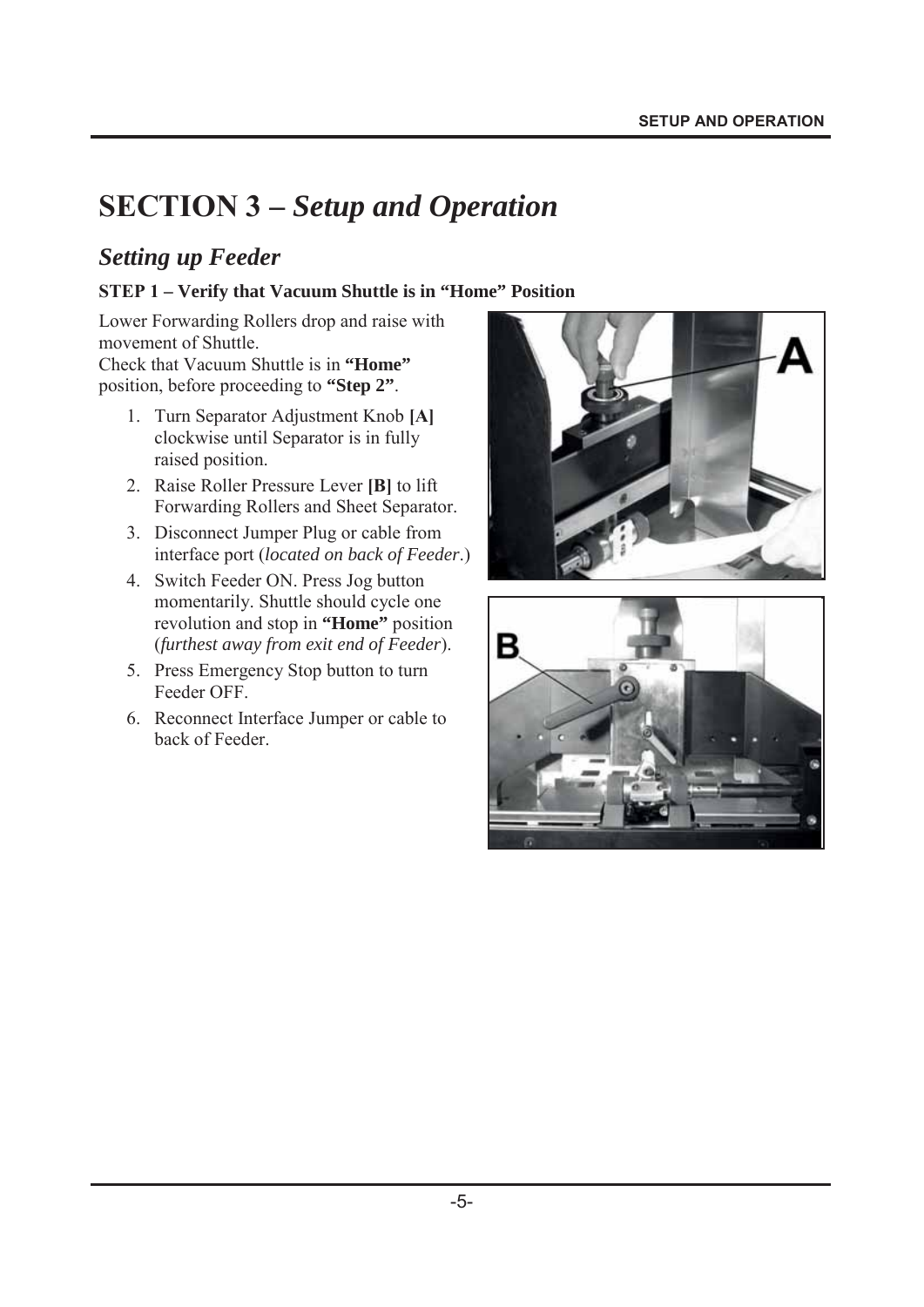# SECTION 3 – *Setup and Operation*

## *Setting up Feeder*

**STEP 1 – Verify that Vacuum Shuttle is in "Home" Position**

Lower Forwarding Rollers drop and raise with movement of Shuttle.
Check that Vacuum Shuttle is in **"Home"** position, before proceeding to **"Step 2"**.

1. Turn Separator Adjustment Knob **[A]** clockwise until Separator is in fully raised position.
2. Raise Roller Pressure Lever **[B]** to lift Forwarding Rollers and Sheet Separator.
3. Disconnect Jumper Plug or cable from interface port (*located on back of Feeder*.)
4. Switch Feeder ON. Press Jog button momentarily. Shuttle should cycle one revolution and stop in **"Home"** position (*furthest away from exit end of Feeder*).
5. Press Emergency Stop button to turn Feeder OFF.
6. Reconnect Interface Jumper or cable to back of Feeder.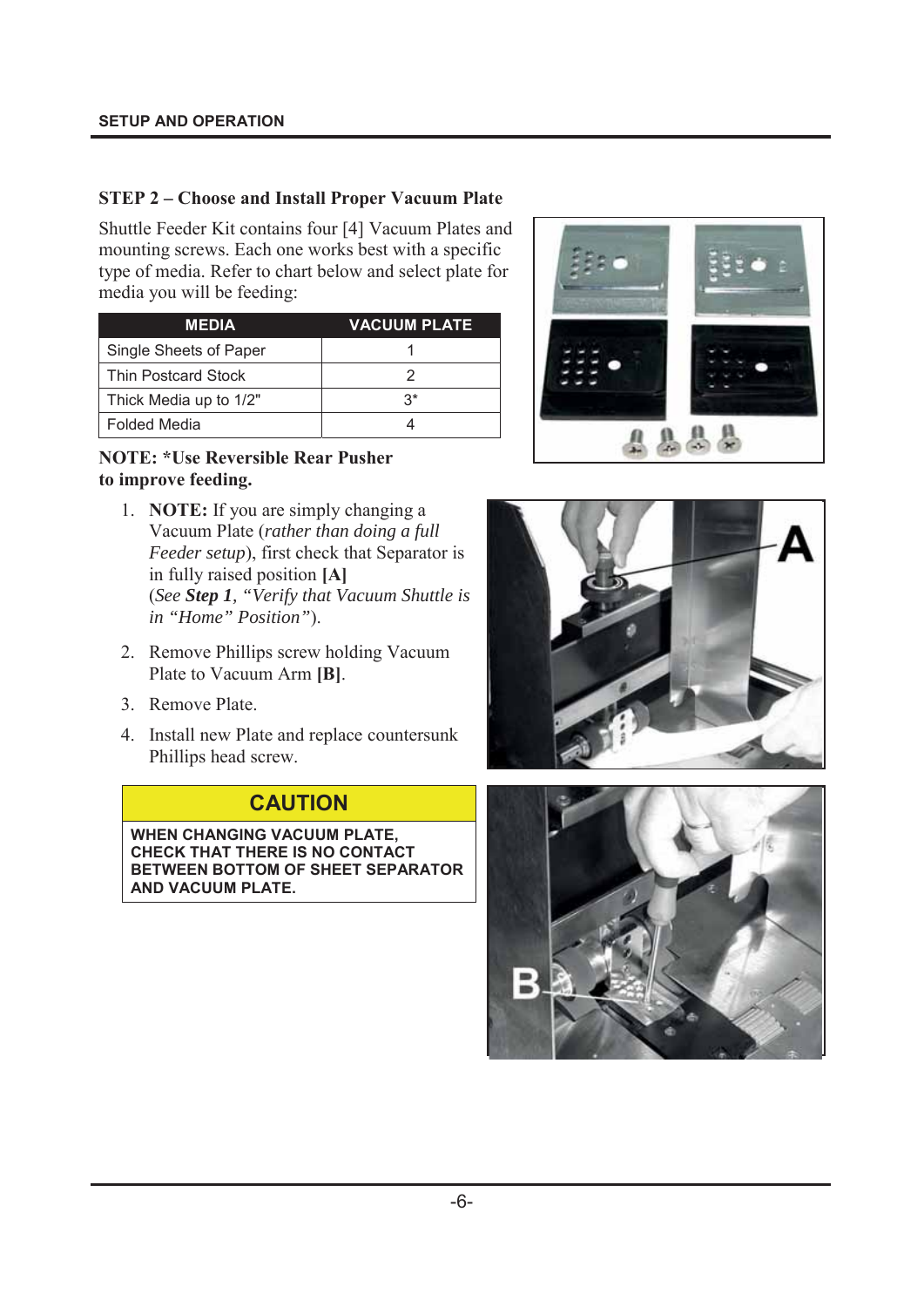## STEP 2 – Choose and Install Proper Vacuum Plate

Shuttle Feeder Kit contains four [4] Vacuum Plates and mounting screws. Each one works best with a specific type of media. Refer to chart below and select plate for media you will be feeding:

| MEDIA | VACUUM PLATE |
|---|---|
| Single Sheets of Paper | 1 |
| Thin Postcard Stock | 2 |
| Thick Media up to 1/2" | 3* |
| Folded Media | 4 |

**NOTE: *Use Reversible Rear Pusher to improve feeding.**

1. **NOTE:** If you are simply changing a Vacuum Plate (*rather than doing a full Feeder setup*), first check that Separator is in fully raised position **[A]** (*See **Step 1**, "Verify that Vacuum Shuttle is in "Home" Position"*).
2. Remove Phillips screw holding Vacuum Plate to Vacuum Arm **[B]**.
3. Remove Plate.
4. Install new Plate and replace countersunk Phillips head screw.

**CAUTION**

**WHEN CHANGING VACUUM PLATE, CHECK THAT THERE IS NO CONTACT BETWEEN BOTTOM OF SHEET SEPARATOR AND VACUUM PLATE.**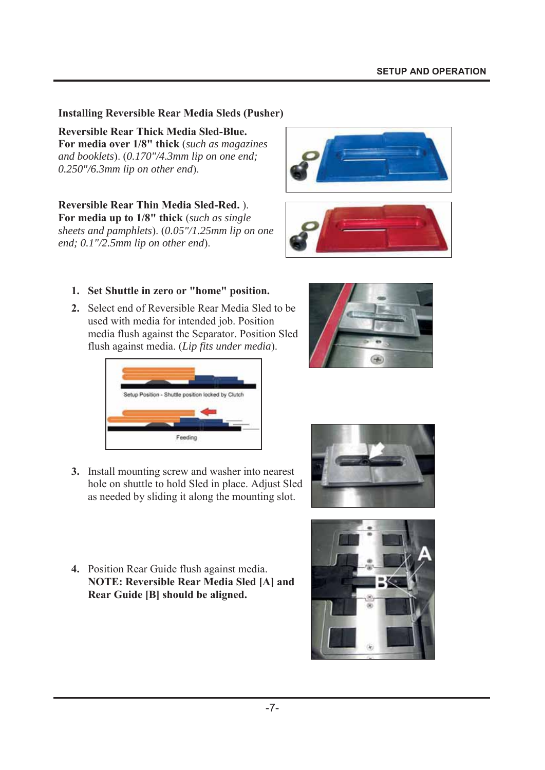### Installing Reversible Rear Media Sleds (Pusher)

**Reversible Rear Thick Media Sled-Blue.**
**For media over 1/8" thick** (*such as magazines and booklets*). (*0.170"/4.3mm lip on one end; 0.250"/6.3mm lip on other end*).

**Reversible Rear Thin Media Sled-Red.** ).
**For media up to 1/8" thick** (*such as single sheets and pamphlets*). (*0.05"/1.25mm lip on one end; 0.1"/2.5mm lip on other end*).

1. **Set Shuttle in zero or "home" position.**
2. Select end of Reversible Rear Media Sled to be used with media for intended job. Position media flush against the Separator. Position Sled flush against media. (*Lip fits under media*).

Setup Position - Shuttle position locked by Clutch

Feeding

3. Install mounting screw and washer into nearest hole on shuttle to hold Sled in place. Adjust Sled as needed by sliding it along the mounting slot.
4. Position Rear Guide flush against media. **NOTE: Reversible Rear Media Sled [A] and Rear Guide [B] should be aligned.**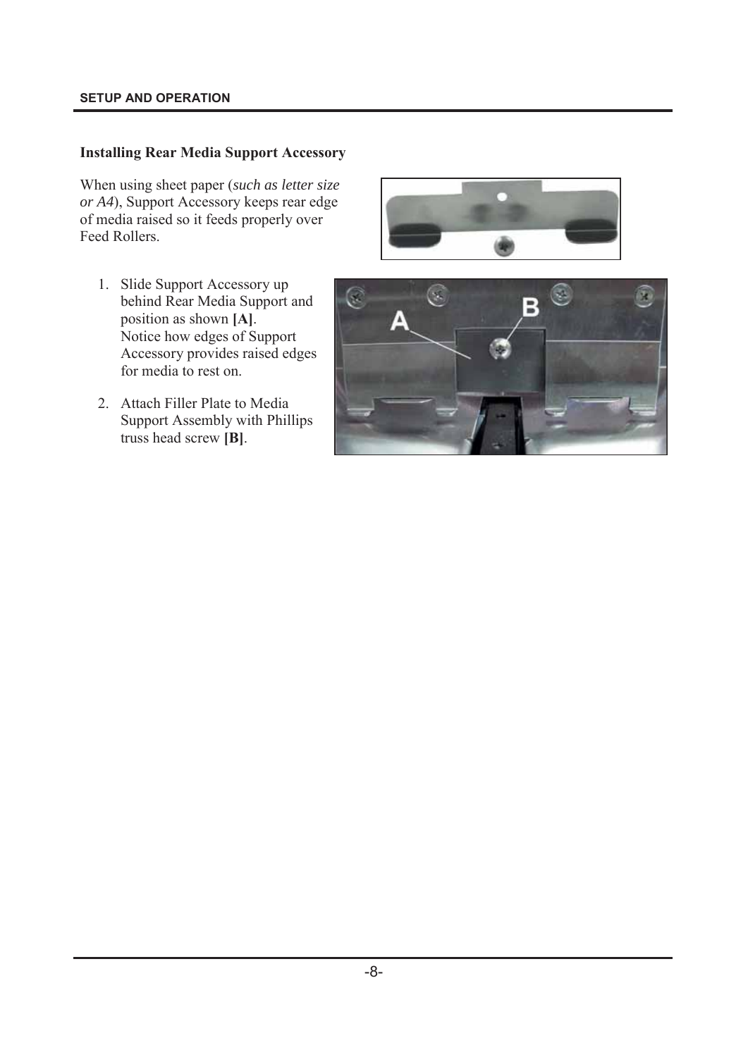## Installing Rear Media Support Accessory

When using sheet paper (*such as letter size or A4*), Support Accessory keeps rear edge of media raised so it feeds properly over Feed Rollers.

1. Slide Support Accessory up behind Rear Media Support and position as shown **[A]**.
   Notice how edges of Support Accessory provides raised edges for media to rest on.

2. Attach Filler Plate to Media Support Assembly with Phillips truss head screw **[B]**.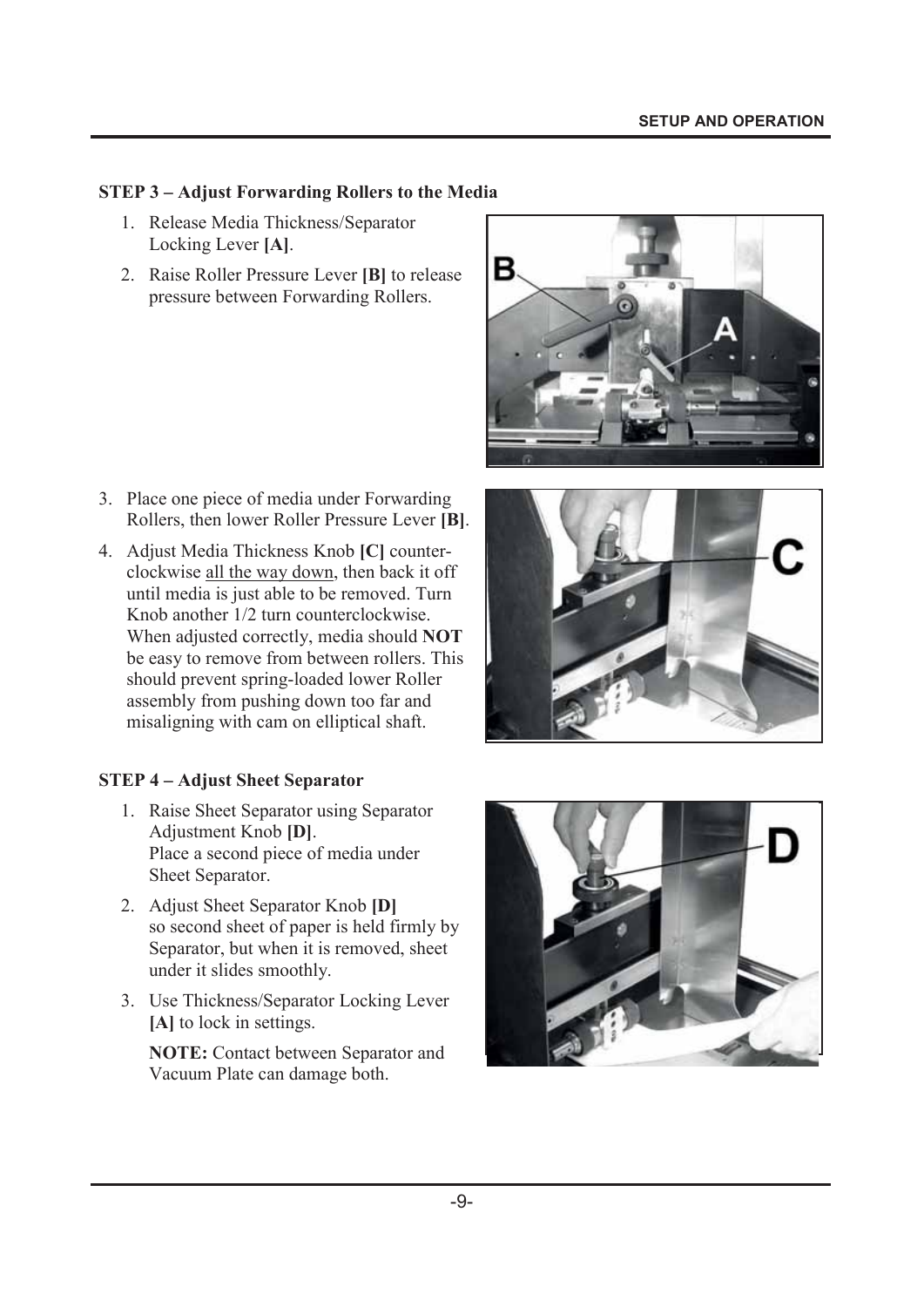### STEP 3 – Adjust Forwarding Rollers to the Media

1. Release Media Thickness/Separator Locking Lever **[A]**.
2. Raise Roller Pressure Lever **[B]** to release pressure between Forwarding Rollers.
3. Place one piece of media under Forwarding Rollers, then lower Roller Pressure Lever **[B]**.
4. Adjust Media Thickness Knob **[C]** counter-clockwise all the way down, then back it off until media is just able to be removed. Turn Knob another 1/2 turn counterclockwise. When adjusted correctly, media should **NOT** be easy to remove from between rollers. This should prevent spring-loaded lower Roller assembly from pushing down too far and misaligning with cam on elliptical shaft.

### STEP 4 – Adjust Sheet Separator

1. Raise Sheet Separator using Separator Adjustment Knob **[D]**.
   Place a second piece of media under Sheet Separator.
2. Adjust Sheet Separator Knob **[D]** so second sheet of paper is held firmly by Separator, but when it is removed, sheet under it slides smoothly.
3. Use Thickness/Separator Locking Lever **[A]** to lock in settings.

   **NOTE:** Contact between Separator and Vacuum Plate can damage both.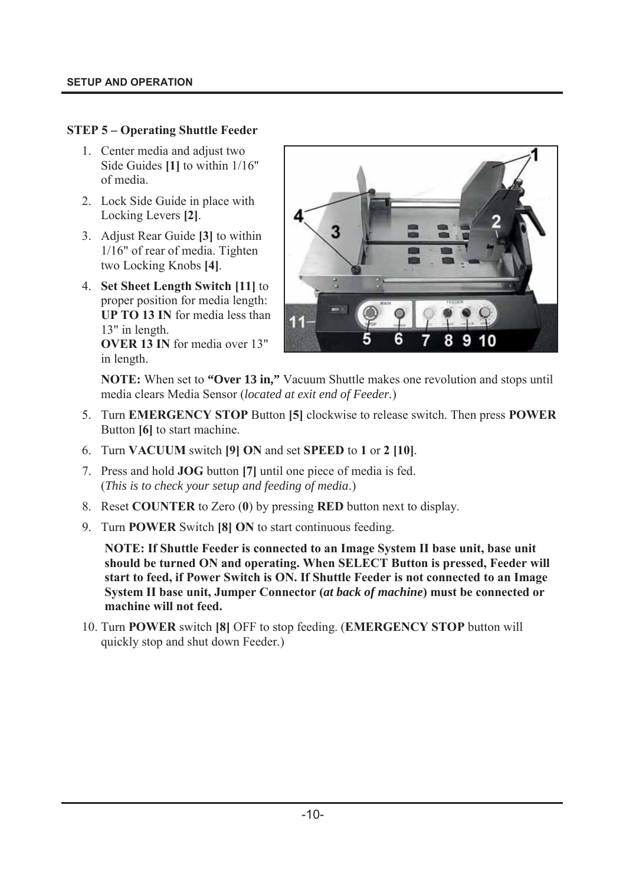**STEP 5 – Operating Shuttle Feeder**

1. Center media and adjust two Side Guides **[1]** to within 1/16" of media.
2. Lock Side Guide in place with Locking Levers **[2]**.
3. Adjust Rear Guide **[3]** to within 1/16" of rear of media. Tighten two Locking Knobs **[4]**.
4. **Set Sheet Length Switch [11]** to proper position for media length: **UP TO 13 IN** for media less than 13" in length.
   **OVER 13 IN** for media over 13" in length.

   **NOTE:** When set to **"Over 13 in,"** Vacuum Shuttle makes one revolution and stops until media clears Media Sensor (*located at exit end of Feeder.*)
5. Turn **EMERGENCY STOP** Button **[5]** clockwise to release switch. Then press **POWER** Button **[6]** to start machine.
6. Turn **VACUUM** switch **[9] ON** and set **SPEED** to **1** or **2 [10]**.
7. Press and hold **JOG** button **[7]** until one piece of media is fed. (*This is to check your setup and feeding of media*.)
8. Reset **COUNTER** to Zero (**0**) by pressing **RED** button next to display.
9. Turn **POWER** Switch **[8] ON** to start continuous feeding.

   **NOTE: If Shuttle Feeder is connected to an Image System II base unit, base unit should be turned ON and operating. When SELECT Button is pressed, Feeder will start to feed, if Power Switch is ON. If Shuttle Feeder is not connected to an Image System II base unit, Jumper Connector (*at back of machine*) must be connected or machine will not feed.**
10. Turn **POWER** switch **[8]** OFF to stop feeding. (**EMERGENCY STOP** button will quickly stop and shut down Feeder.)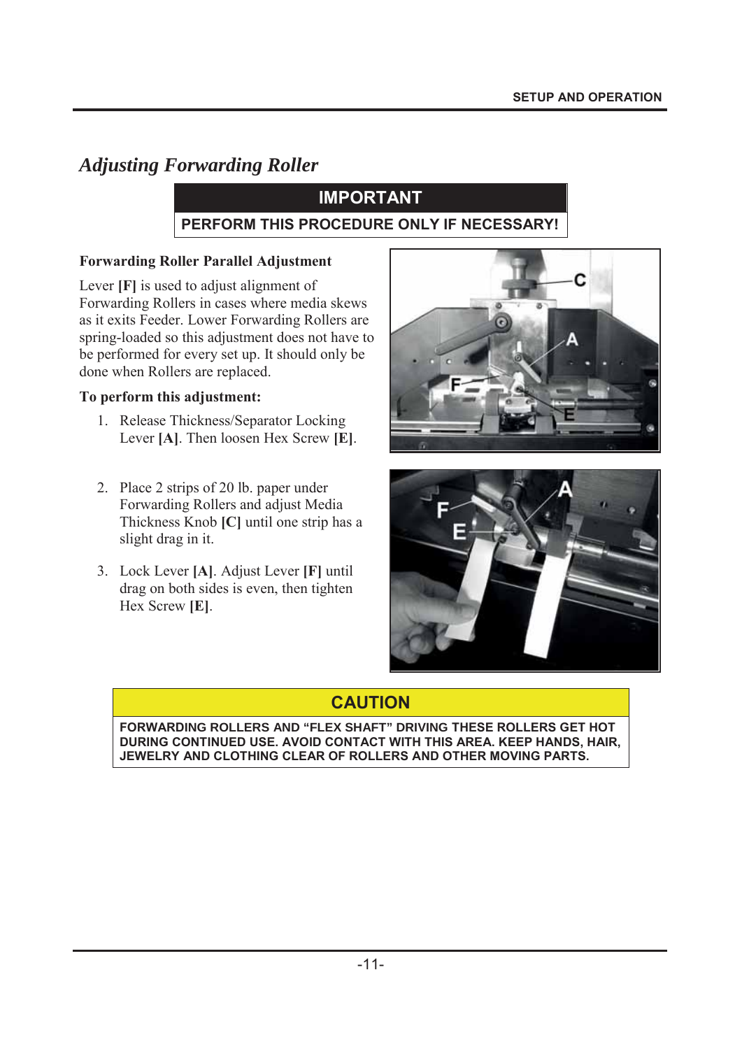## *Adjusting Forwarding Roller*

**IMPORTANT**

**PERFORM THIS PROCEDURE ONLY IF NECESSARY!**

**Forwarding Roller Parallel Adjustment**

Lever **[F]** is used to adjust alignment of Forwarding Rollers in cases where media skews as it exits Feeder. Lower Forwarding Rollers are spring-loaded so this adjustment does not have to be performed for every set up. It should only be done when Rollers are replaced.

**To perform this adjustment:**

1. Release Thickness/Separator Locking Lever **[A]**. Then loosen Hex Screw **[E]**.
2. Place 2 strips of 20 lb. paper under Forwarding Rollers and adjust Media Thickness Knob **[C]** until one strip has a slight drag in it.
3. Lock Lever **[A]**. Adjust Lever **[F]** until drag on both sides is even, then tighten Hex Screw **[E]**.

**CAUTION**

**FORWARDING ROLLERS AND "FLEX SHAFT" DRIVING THESE ROLLERS GET HOT DURING CONTINUED USE. AVOID CONTACT WITH THIS AREA. KEEP HANDS, HAIR, JEWELRY AND CLOTHING CLEAR OF ROLLERS AND OTHER MOVING PARTS.**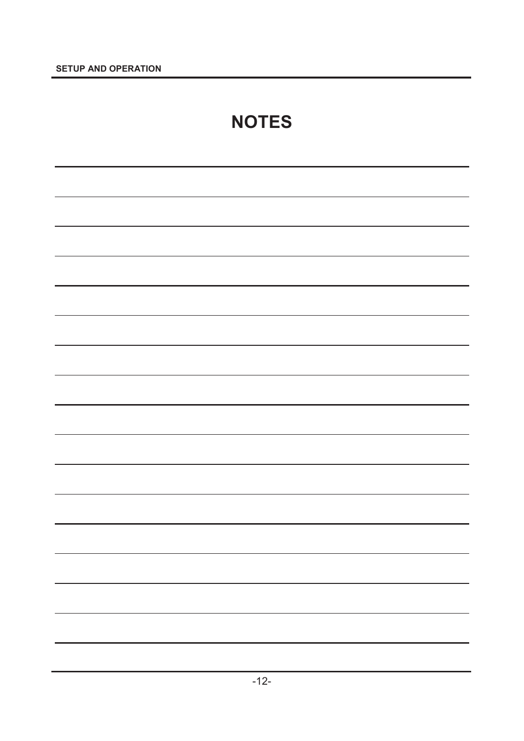# NOTES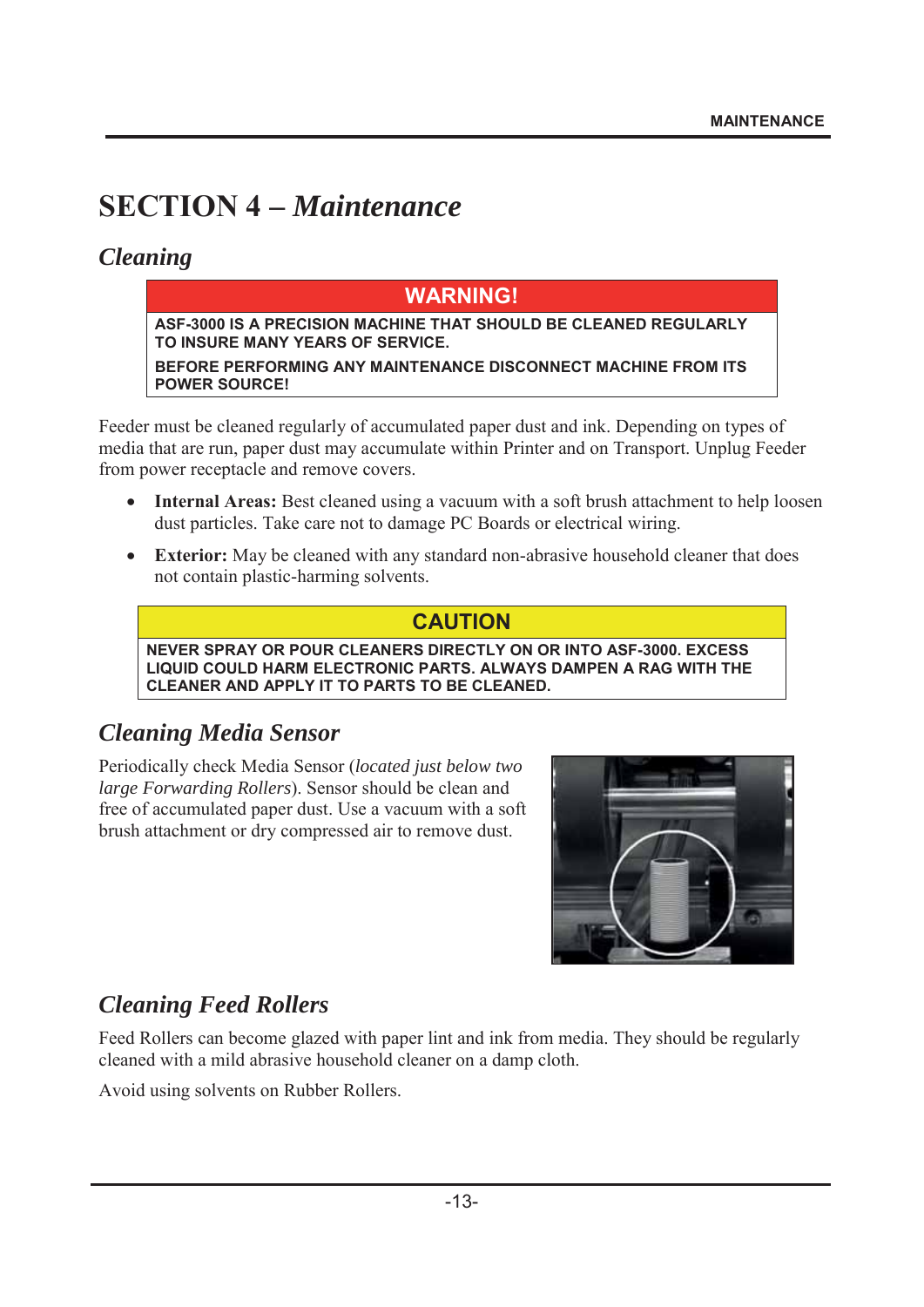# SECTION 4 – *Maintenance*

## *Cleaning*

**WARNING!**

**ASF-3000 IS A PRECISION MACHINE THAT SHOULD BE CLEANED REGULARLY TO INSURE MANY YEARS OF SERVICE.**

**BEFORE PERFORMING ANY MAINTENANCE DISCONNECT MACHINE FROM ITS POWER SOURCE!**

Feeder must be cleaned regularly of accumulated paper dust and ink. Depending on types of media that are run, paper dust may accumulate within Printer and on Transport. Unplug Feeder from power receptacle and remove covers.

- **Internal Areas:** Best cleaned using a vacuum with a soft brush attachment to help loosen dust particles. Take care not to damage PC Boards or electrical wiring.
- **Exterior:** May be cleaned with any standard non-abrasive household cleaner that does not contain plastic-harming solvents.

**CAUTION**

**NEVER SPRAY OR POUR CLEANERS DIRECTLY ON OR INTO ASF-3000. EXCESS LIQUID COULD HARM ELECTRONIC PARTS. ALWAYS DAMPEN A RAG WITH THE CLEANER AND APPLY IT TO PARTS TO BE CLEANED.**

## *Cleaning Media Sensor*

Periodically check Media Sensor (*located just below two large Forwarding Rollers*). Sensor should be clean and free of accumulated paper dust. Use a vacuum with a soft brush attachment or dry compressed air to remove dust.

## *Cleaning Feed Rollers*

Feed Rollers can become glazed with paper lint and ink from media. They should be regularly cleaned with a mild abrasive household cleaner on a damp cloth.

Avoid using solvents on Rubber Rollers.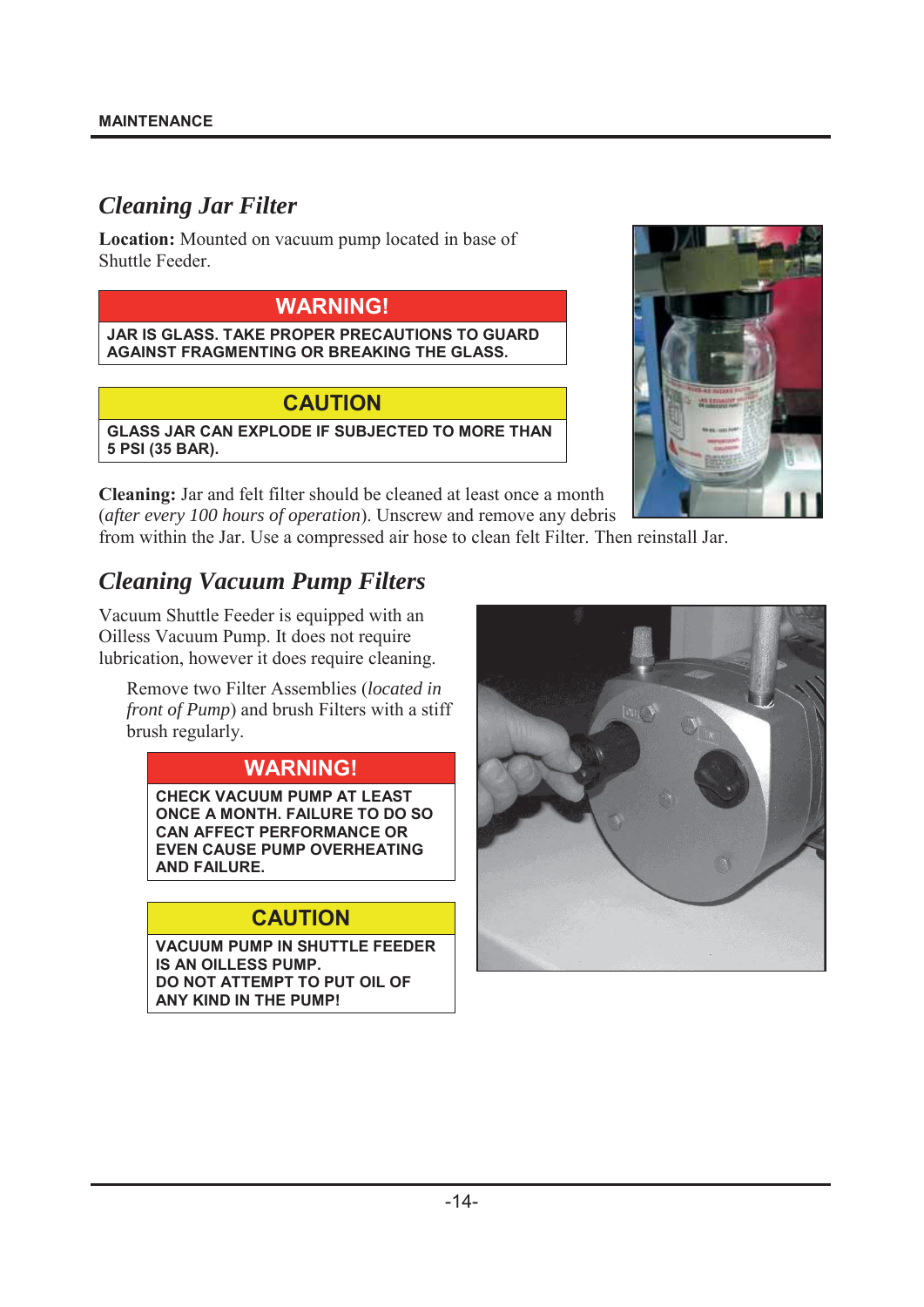## Cleaning Jar Filter

**Location:** Mounted on vacuum pump located in base of Shuttle Feeder.

**WARNING!**

**JAR IS GLASS. TAKE PROPER PRECAUTIONS TO GUARD AGAINST FRAGMENTING OR BREAKING THE GLASS.**

**CAUTION**

**GLASS JAR CAN EXPLODE IF SUBJECTED TO MORE THAN 5 PSI (35 BAR).**

**Cleaning:** Jar and felt filter should be cleaned at least once a month (*after every 100 hours of operation*). Unscrew and remove any debris from within the Jar. Use a compressed air hose to clean felt Filter. Then reinstall Jar.

## Cleaning Vacuum Pump Filters

Vacuum Shuttle Feeder is equipped with an Oilless Vacuum Pump. It does not require lubrication, however it does require cleaning.

Remove two Filter Assemblies (*located in front of Pump*) and brush Filters with a stiff brush regularly.

**WARNING!**

**CHECK VACUUM PUMP AT LEAST ONCE A MONTH. FAILURE TO DO SO CAN AFFECT PERFORMANCE OR EVEN CAUSE PUMP OVERHEATING AND FAILURE.**

**CAUTION**

**VACUUM PUMP IN SHUTTLE FEEDER IS AN OILLESS PUMP. DO NOT ATTEMPT TO PUT OIL OF ANY KIND IN THE PUMP!**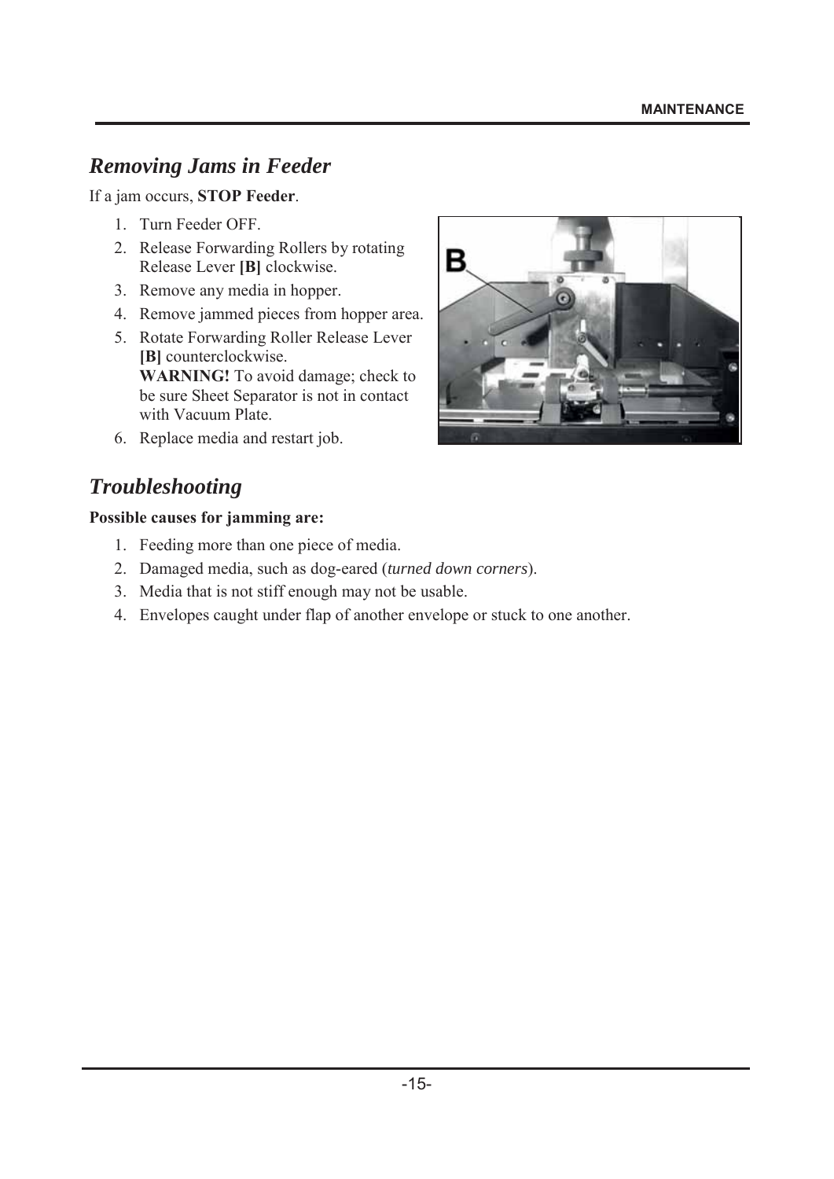## *Removing Jams in Feeder*

If a jam occurs, **STOP Feeder**.

1. Turn Feeder OFF.
2. Release Forwarding Rollers by rotating Release Lever **[B]** clockwise.
3. Remove any media in hopper.
4. Remove jammed pieces from hopper area.
5. Rotate Forwarding Roller Release Lever **[B]** counterclockwise.
   **WARNING!** To avoid damage; check to be sure Sheet Separator is not in contact with Vacuum Plate.
6. Replace media and restart job.

## *Troubleshooting*

**Possible causes for jamming are:**

1. Feeding more than one piece of media.
2. Damaged media, such as dog-eared (*turned down corners*).
3. Media that is not stiff enough may not be usable.
4. Envelopes caught under flap of another envelope or stuck to one another.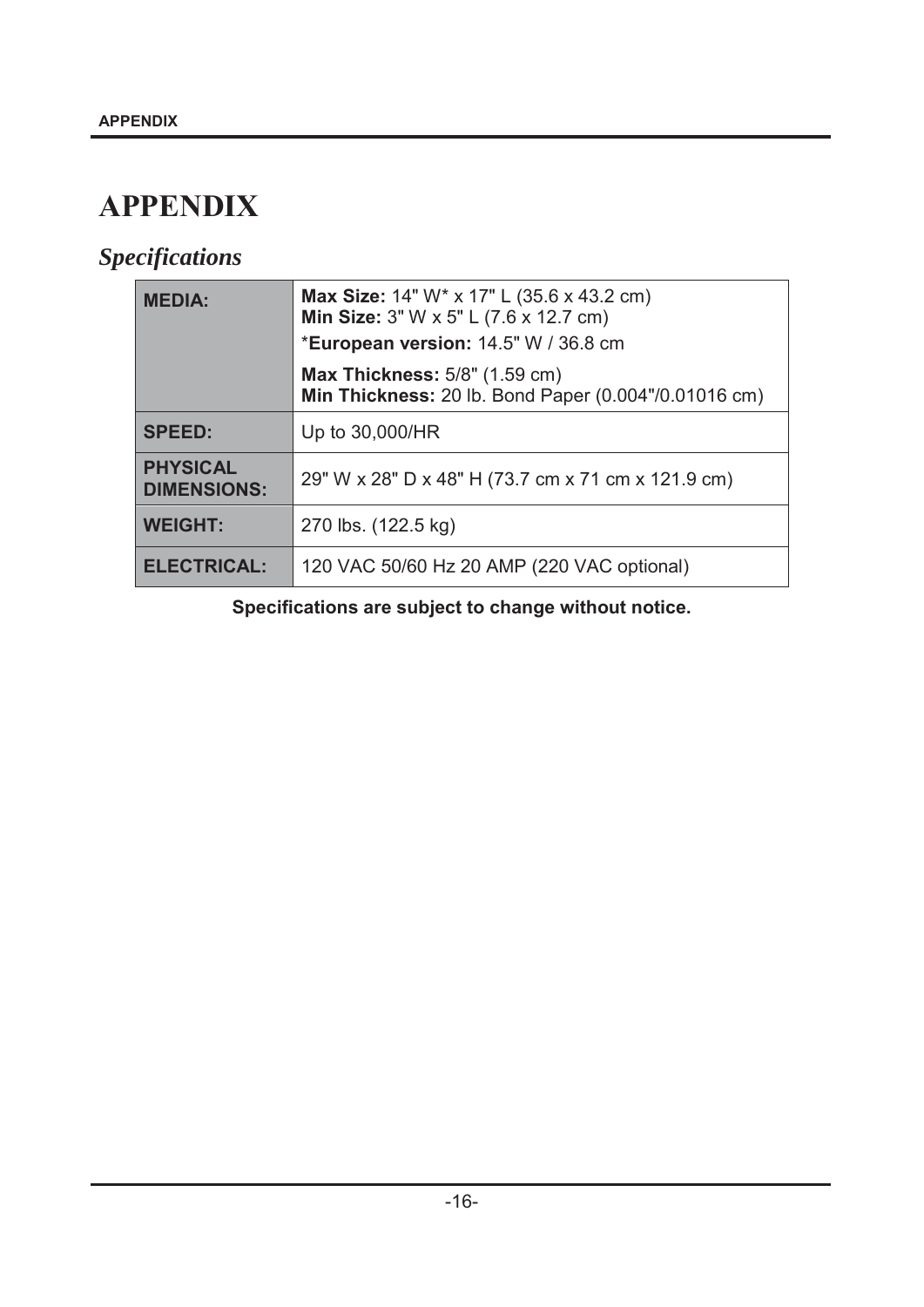# APPENDIX

## *Specifications*

| | |
|---|---|
| **MEDIA:** | **Max Size:** 14" W* x 17" L (35.6 x 43.2 cm)<br>**Min Size:** 3" W x 5" L (7.6 x 12.7 cm)<br>***European version:** 14.5" W / 36.8 cm<br>**Max Thickness:** 5/8" (1.59 cm)<br>**Min Thickness:** 20 lb. Bond Paper (0.004"/0.01016 cm) |
| **SPEED:** | Up to 30,000/HR |
| **PHYSICAL DIMENSIONS:** | 29" W x 28" D x 48" H (73.7 cm x 71 cm x 121.9 cm) |
| **WEIGHT:** | 270 lbs. (122.5 kg) |
| **ELECTRICAL:** | 120 VAC 50/60 Hz 20 AMP (220 VAC optional) |

**Specifications are subject to change without notice.**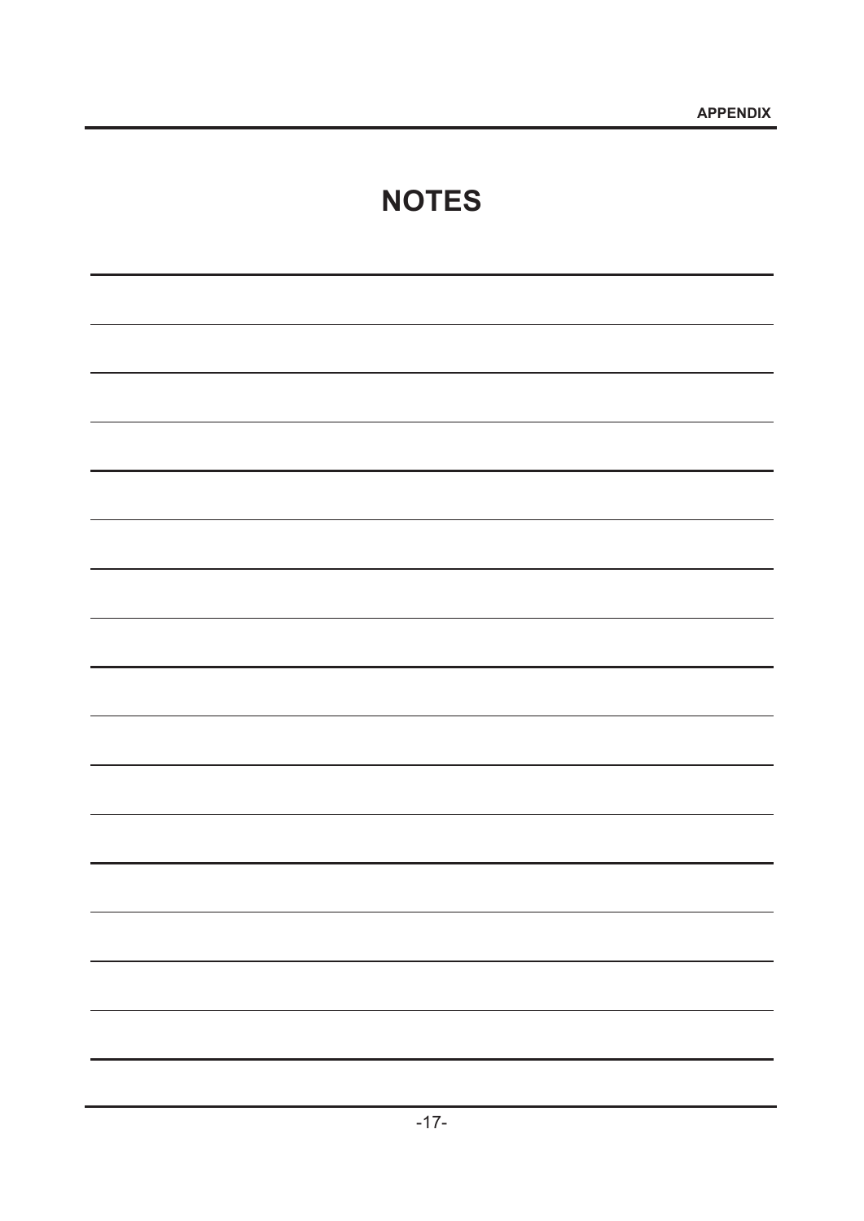# NOTES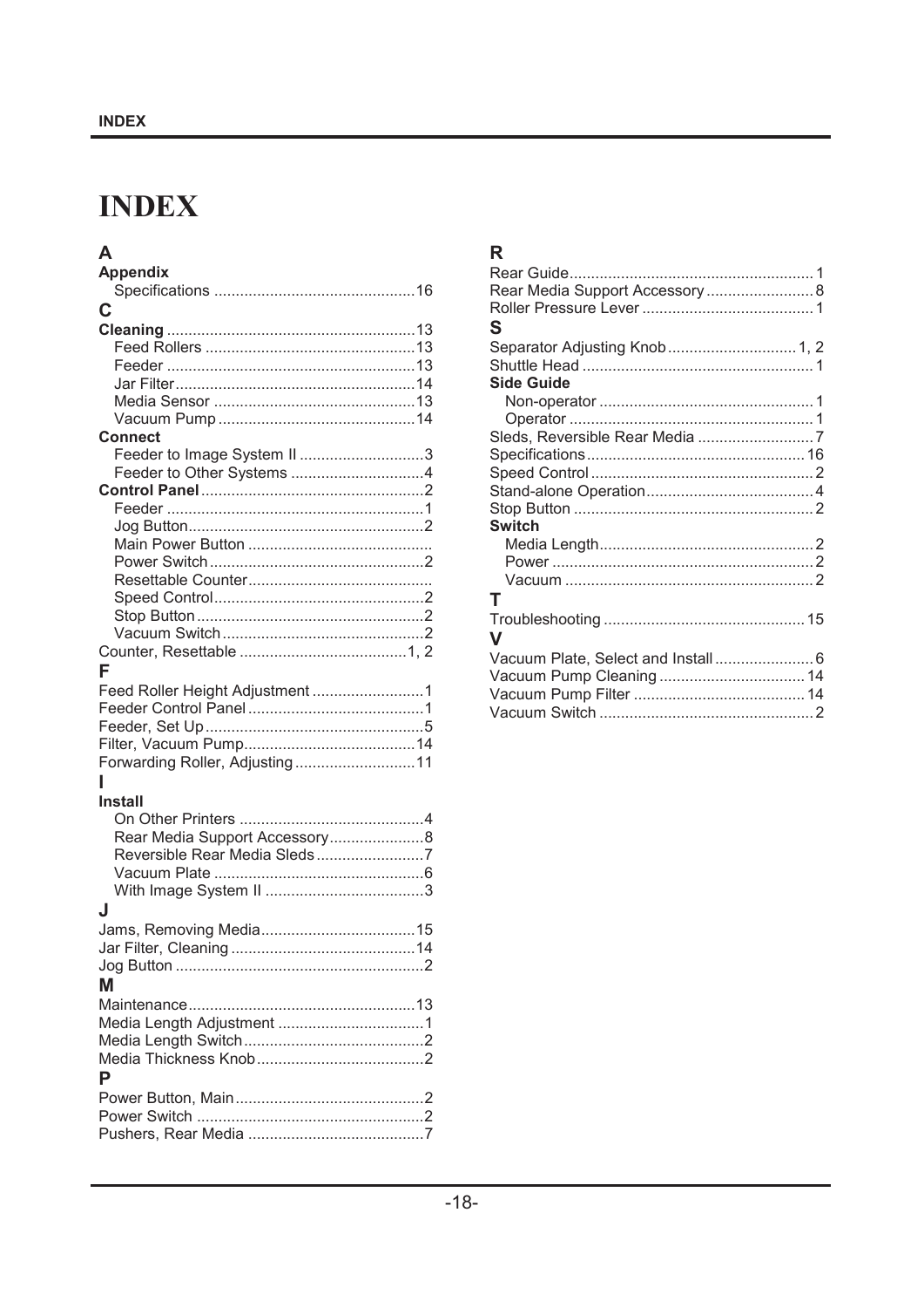# INDEX

## A

**Appendix**
- Specifications ... 16

## C

**Cleaning** ... 13
- Feed Rollers ... 13
- Feeder ... 13
- Jar Filter ... 14
- Media Sensor ... 13
- Vacuum Pump ... 14

**Connect**
- Feeder to Image System II ... 3
- Feeder to Other Systems ... 4

**Control Panel** ... 2
- Feeder ... 1
- Jog Button ... 2
- Main Power Button ...
- Power Switch ... 2
- Resettable Counter ...
- Speed Control ... 2
- Stop Button ... 2
- Vacuum Switch ... 2

Counter, Resettable ... 1, 2

## F

Feed Roller Height Adjustment ... 1
Feeder Control Panel ... 1
Feeder, Set Up ... 5
Filter, Vacuum Pump ... 14
Forwarding Roller, Adjusting ... 11

## I

**Install**
- On Other Printers ... 4
- Rear Media Support Accessory ... 8
- Reversible Rear Media Sleds ... 7
- Vacuum Plate ... 6
- With Image System II ... 3

## J

Jams, Removing Media ... 15
Jar Filter, Cleaning ... 14
Jog Button ... 2

## M

Maintenance ... 13
Media Length Adjustment ... 1
Media Length Switch ... 2
Media Thickness Knob ... 2

## P

Power Button, Main ... 2
Power Switch ... 2
Pushers, Rear Media ... 7

## R

Rear Guide ... 1
Rear Media Support Accessory ... 8
Roller Pressure Lever ... 1

## S

Separator Adjusting Knob ... 1, 2
Shuttle Head ... 1

**Side Guide**
- Non-operator ... 1
- Operator ... 1

Sleds, Reversible Rear Media ... 7
Specifications ... 16
Speed Control ... 2
Stand-alone Operation ... 4
Stop Button ... 2

**Switch**
- Media Length ... 2
- Power ... 2
- Vacuum ... 2

## T

Troubleshooting ... 15

## V

Vacuum Plate, Select and Install ... 6
Vacuum Pump Cleaning ... 14
Vacuum Pump Filter ... 14
Vacuum Switch ... 2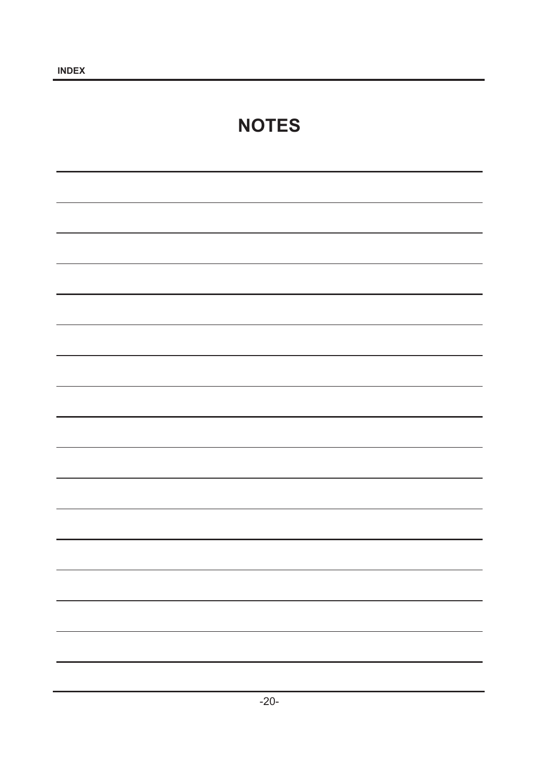# NOTES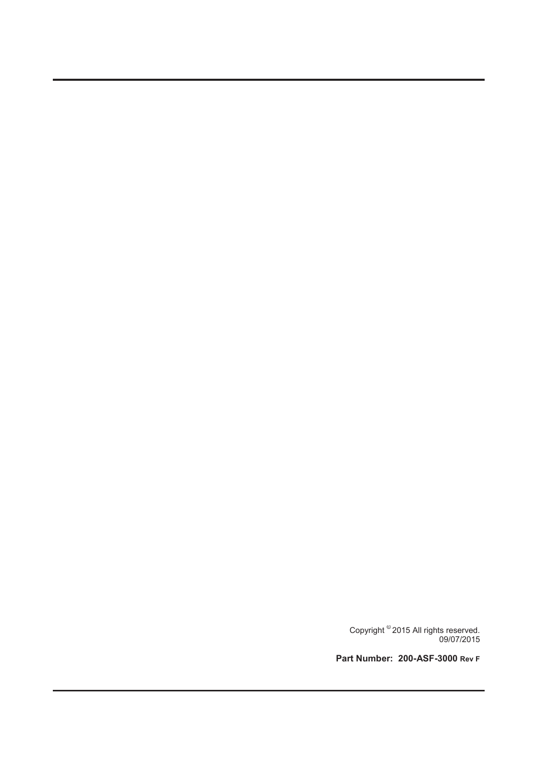Copyright © 2015 All rights reserved.
09/07/2015

**Part Number: 200-ASF-3000 Rev F**